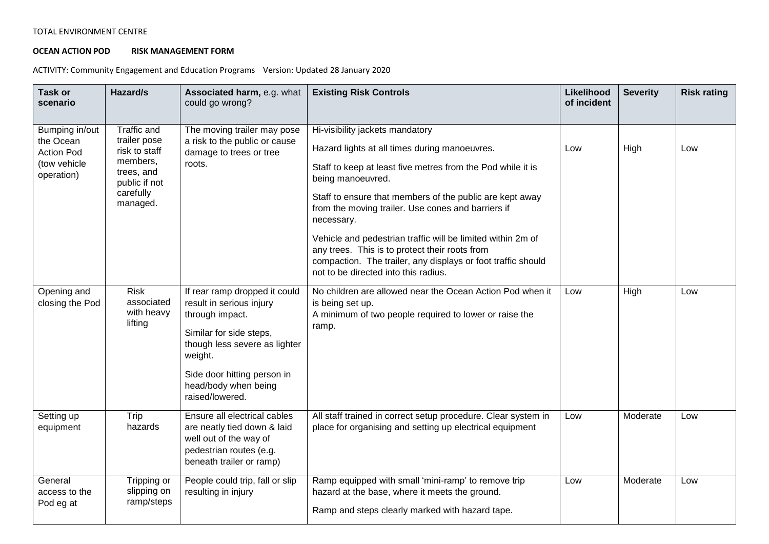TOTAL ENVIRONMENT CENTRE

**OCEAN ACTION POD RISK MANAGEMENT FORM**

ACTIVITY: Community Engagement and Education Programs Version: Updated 28 January 2020

| Task or scenario | Hazard/s | Associated harm, e.g. what could go wrong? | Existing Risk Controls | Likelihood of incident | Severity | Risk rating |
|---|---|---|---|---|---|---|
| Bumping in/out the Ocean Action Pod (tow vehicle operation) | Traffic and trailer pose risk to staff members, trees, and public if not carefully managed. | The moving trailer may pose a risk to the public or cause damage to trees or tree roots. | Hi-visibility jackets mandatory<br><br>Hazard lights at all times during manoeuvres.<br><br>Staff to keep at least five metres from the Pod while it is being manoeuvred.<br><br>Staff to ensure that members of the public are kept away from the moving trailer. Use cones and barriers if necessary.<br><br>Vehicle and pedestrian traffic will be limited within 2m of any trees. This is to protect their roots from compaction. The trailer, any displays or foot traffic should not to be directed into this radius. | Low | High | Low |
| Opening and closing the Pod | Risk associated with heavy lifting | If rear ramp dropped it could result in serious injury through impact.<br><br>Similar for side steps, though less severe as lighter weight.<br><br>Side door hitting person in head/body when being raised/lowered. | No children are allowed near the Ocean Action Pod when it is being set up.<br>A minimum of two people required to lower or raise the ramp. | Low | High | Low |
| Setting up equipment | Trip hazards | Ensure all electrical cables are neatly tied down & laid well out of the way of pedestrian routes (e.g. beneath trailer or ramp) | All staff trained in correct setup procedure. Clear system in place for organising and setting up electrical equipment | Low | Moderate | Low |
| General access to the Pod eg at | Tripping or slipping on ramp/steps | People could trip, fall or slip resulting in injury | Ramp equipped with small 'mini-ramp' to remove trip hazard at the base, where it meets the ground.<br><br>Ramp and steps clearly marked with hazard tape. | Low | Moderate | Low |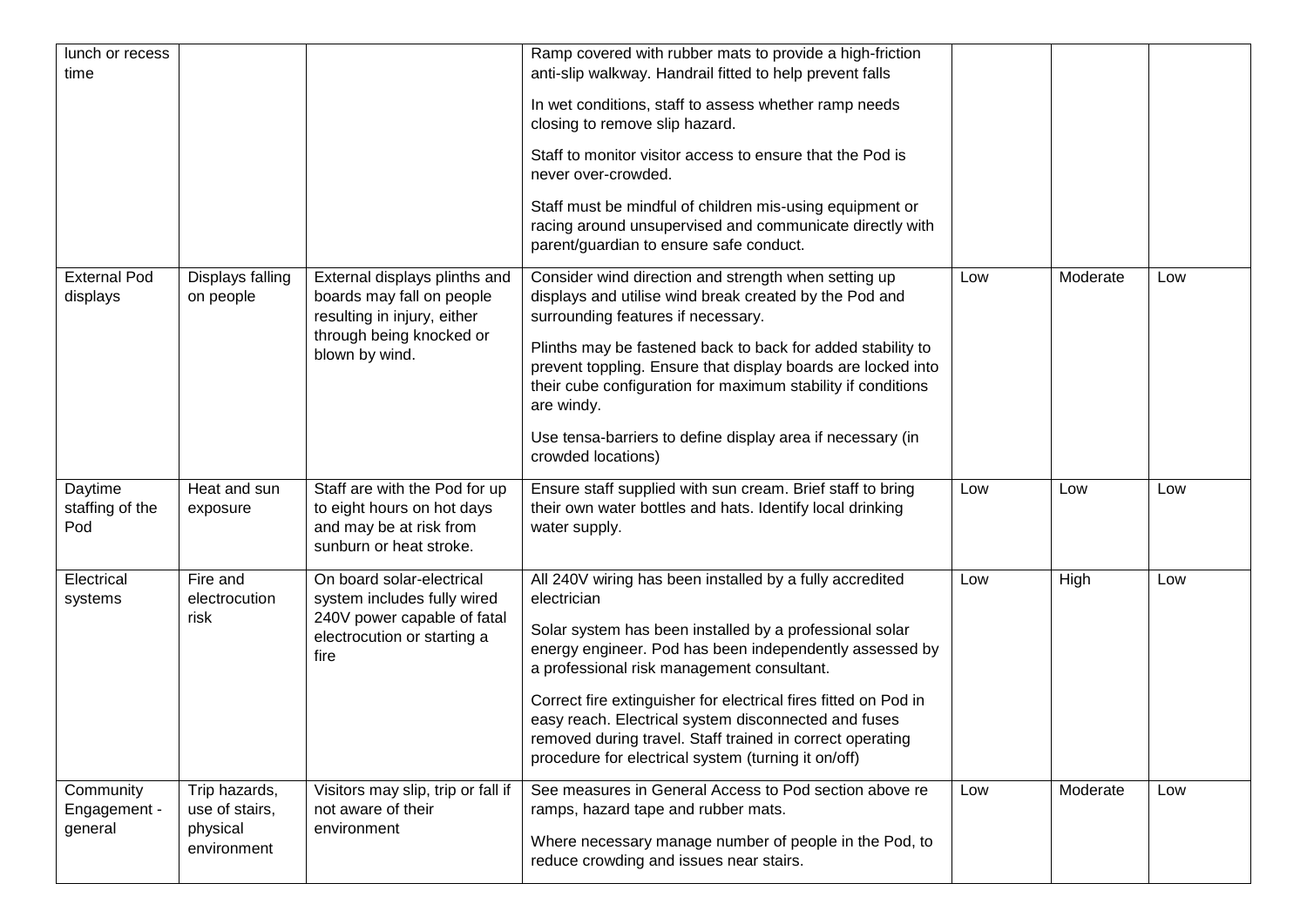| lunch or recess time | | | Ramp covered with rubber mats to provide a high-friction anti-slip walkway. Handrail fitted to help prevent falls<br><br>In wet conditions, staff to assess whether ramp needs closing to remove slip hazard.<br><br>Staff to monitor visitor access to ensure that the Pod is never over-crowded.<br><br>Staff must be mindful of children mis-using equipment or racing around unsupervised and communicate directly with parent/guardian to ensure safe conduct. | | | |
|---|---|---|---|---|---|---|
| External Pod displays | Displays falling on people | External displays plinths and boards may fall on people resulting in injury, either through being knocked or blown by wind. | Consider wind direction and strength when setting up displays and utilise wind break created by the Pod and surrounding features if necessary.<br><br>Plinths may be fastened back to back for added stability to prevent toppling. Ensure that display boards are locked into their cube configuration for maximum stability if conditions are windy.<br><br>Use tensa-barriers to define display area if necessary (in crowded locations) | Low | Moderate | Low |
| Daytime staffing of the Pod | Heat and sun exposure | Staff are with the Pod for up to eight hours on hot days and may be at risk from sunburn or heat stroke. | Ensure staff supplied with sun cream. Brief staff to bring their own water bottles and hats. Identify local drinking water supply. | Low | Low | Low |
| Electrical systems | Fire and electrocution risk | On board solar-electrical system includes fully wired 240V power capable of fatal electrocution or starting a fire | All 240V wiring has been installed by a fully accredited electrician<br><br>Solar system has been installed by a professional solar energy engineer. Pod has been independently assessed by a professional risk management consultant.<br><br>Correct fire extinguisher for electrical fires fitted on Pod in easy reach. Electrical system disconnected and fuses removed during travel. Staff trained in correct operating procedure for electrical system (turning it on/off) | Low | High | Low |
| Community Engagement - general | Trip hazards, use of stairs, physical environment | Visitors may slip, trip or fall if not aware of their environment | See measures in General Access to Pod section above re ramps, hazard tape and rubber mats.<br><br>Where necessary manage number of people in the Pod, to reduce crowding and issues near stairs. | Low | Moderate | Low |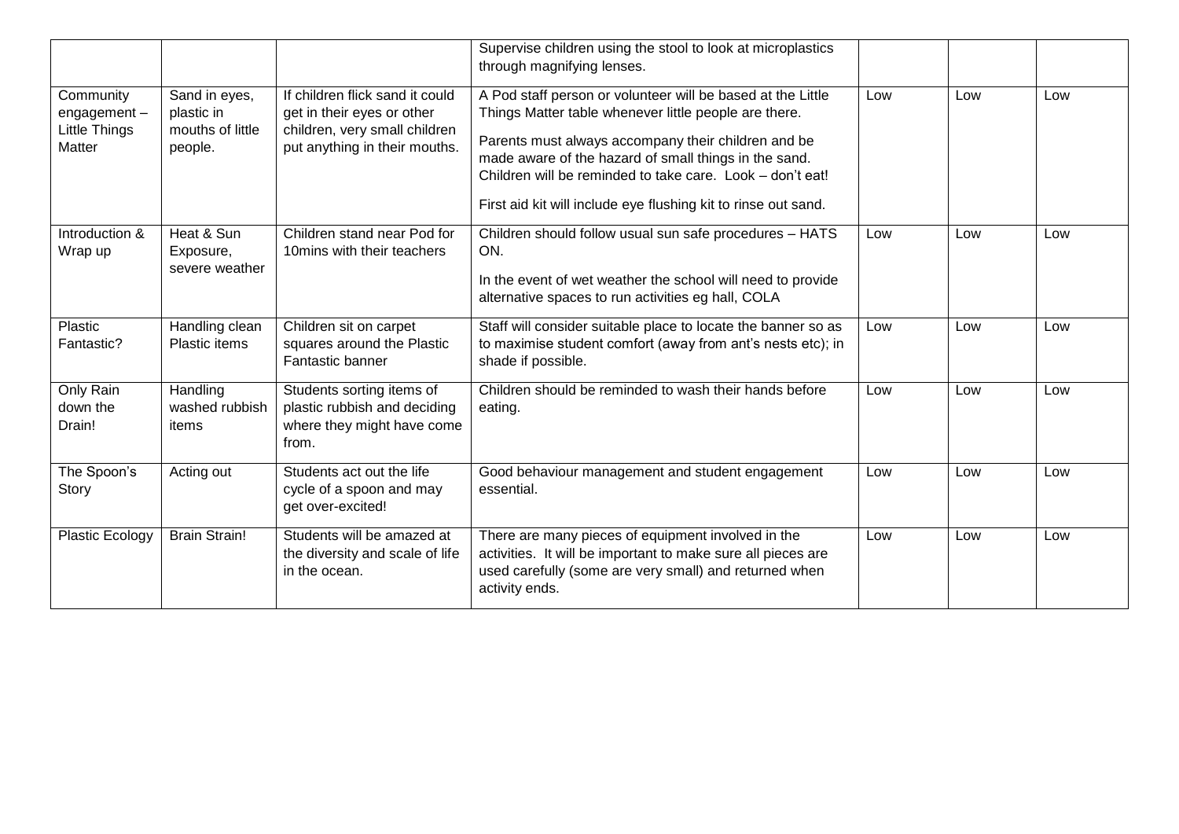| | | | | | | |
|---|---|---|---|---|---|---|
| | | | Supervise children using the stool to look at microplastics through magnifying lenses. | | | |
| Community engagement – Little Things Matter | Sand in eyes, plastic in mouths of little people. | If children flick sand it could get in their eyes or other children, very small children put anything in their mouths. | A Pod staff person or volunteer will be based at the Little Things Matter table whenever little people are there.<br><br>Parents must always accompany their children and be made aware of the hazard of small things in the sand. Children will be reminded to take care. Look – don't eat!<br><br>First aid kit will include eye flushing kit to rinse out sand. | Low | Low | Low |
| Introduction & Wrap up | Heat & Sun Exposure, severe weather | Children stand near Pod for 10mins with their teachers | Children should follow usual sun safe procedures – HATS ON.<br><br>In the event of wet weather the school will need to provide alternative spaces to run activities eg hall, COLA | Low | Low | Low |
| Plastic Fantastic? | Handling clean Plastic items | Children sit on carpet squares around the Plastic Fantastic banner | Staff will consider suitable place to locate the banner so as to maximise student comfort (away from ant's nests etc); in shade if possible. | Low | Low | Low |
| Only Rain down the Drain! | Handling washed rubbish items | Students sorting items of plastic rubbish and deciding where they might have come from. | Children should be reminded to wash their hands before eating. | Low | Low | Low |
| The Spoon's Story | Acting out | Students act out the life cycle of a spoon and may get over-excited! | Good behaviour management and student engagement essential. | Low | Low | Low |
| Plastic Ecology | Brain Strain! | Students will be amazed at the diversity and scale of life in the ocean. | There are many pieces of equipment involved in the activities. It will be important to make sure all pieces are used carefully (some are very small) and returned when activity ends. | Low | Low | Low |